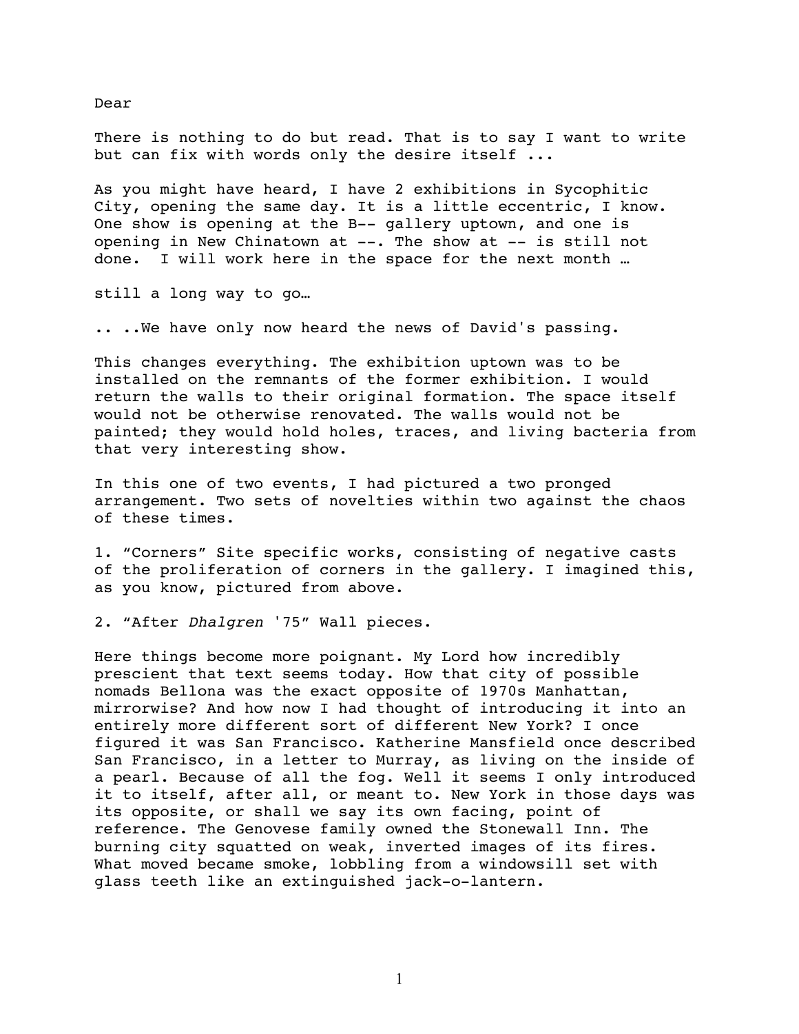Dear

There is nothing to do but read. That is to say I want to write but can fix with words only the desire itself ...

As you might have heard, I have 2 exhibitions in Sycophitic City, opening the same day. It is a little eccentric, I know. One show is opening at the B-- gallery uptown, and one is opening in New Chinatown at --. The show at -- is still not done. I will work here in the space for the next month …

still a long way to go…

.. ..We have only now heard the news of David's passing.

This changes everything. The exhibition uptown was to be installed on the remnants of the former exhibition. I would return the walls to their original formation. The space itself would not be otherwise renovated. The walls would not be painted; they would hold holes, traces, and living bacteria from that very interesting show.

In this one of two events, I had pictured a two pronged arrangement. Two sets of novelties within two against the chaos of these times.

1. "Corners" Site specific works, consisting of negative casts of the proliferation of corners in the gallery. I imagined this, as you know, pictured from above.

2. "After *Dhalgren* '75" Wall pieces.

Here things become more poignant. My Lord how incredibly prescient that text seems today. How that city of possible nomads Bellona was the exact opposite of 1970s Manhattan, mirrorwise? And how now I had thought of introducing it into an entirely more different sort of different New York? I once figured it was San Francisco. Katherine Mansfield once described San Francisco, in a letter to Murray, as living on the inside of a pearl. Because of all the fog. Well it seems I only introduced it to itself, after all, or meant to. New York in those days was its opposite, or shall we say its own facing, point of reference. The Genovese family owned the Stonewall Inn. The burning city squatted on weak, inverted images of its fires. What moved became smoke, lobbling from a windowsill set with glass teeth like an extinguished jack-o-lantern.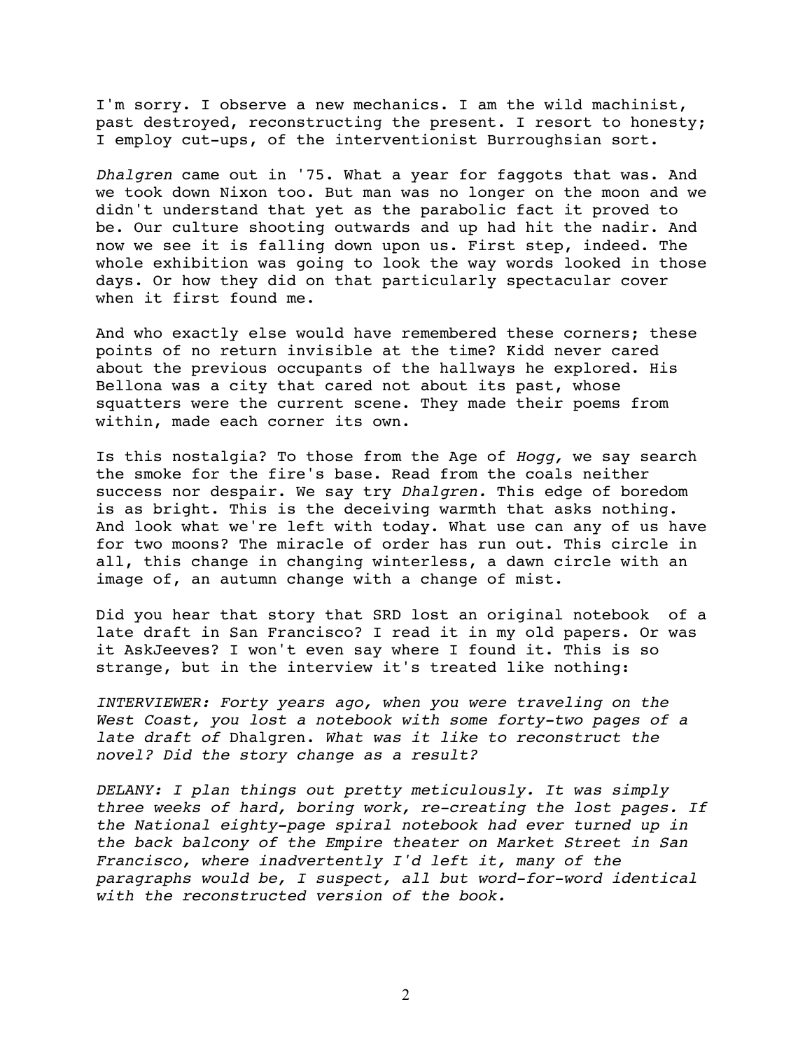I'm sorry. I observe a new mechanics. I am the wild machinist, past destroyed, reconstructing the present. I resort to honesty; I employ cut-ups, of the interventionist Burroughsian sort.

*Dhalgren* came out in '75. What a year for faggots that was. And we took down Nixon too. But man was no longer on the moon and we didn't understand that yet as the parabolic fact it proved to be. Our culture shooting outwards and up had hit the nadir. And now we see it is falling down upon us. First step, indeed. The whole exhibition was going to look the way words looked in those days. Or how they did on that particularly spectacular cover when it first found me.

And who exactly else would have remembered these corners; these points of no return invisible at the time? Kidd never cared about the previous occupants of the hallways he explored. His Bellona was a city that cared not about its past, whose squatters were the current scene. They made their poems from within, made each corner its own.

Is this nostalgia? To those from the Age of *Hogg,* we say search the smoke for the fire's base. Read from the coals neither success nor despair. We say try *Dhalgren.* This edge of boredom is as bright. This is the deceiving warmth that asks nothing. And look what we're left with today. What use can any of us have for two moons? The miracle of order has run out. This circle in all, this change in changing winterless, a dawn circle with an image of, an autumn change with a change of mist.

Did you hear that story that SRD lost an original notebook of a late draft in San Francisco? I read it in my old papers. Or was it AskJeeves? I won't even say where I found it. This is so strange, but in the interview it's treated like nothing:

*INTERVIEWER: Forty years ago, when you were traveling on the West Coast, you lost a notebook with some forty-two pages of a late draft of* Dhalgren. *What was it like to reconstruct the novel? Did the story change as a result?*

*DELANY: I plan things out pretty meticulously. It was simply three weeks of hard, boring work, re-creating the lost pages. If the National eighty-page spiral notebook had ever turned up in the back balcony of the Empire theater on Market Street in San Francisco, where inadvertently I'd left it, many of the paragraphs would be, I suspect, all but word-for-word identical with the reconstructed version of the book.*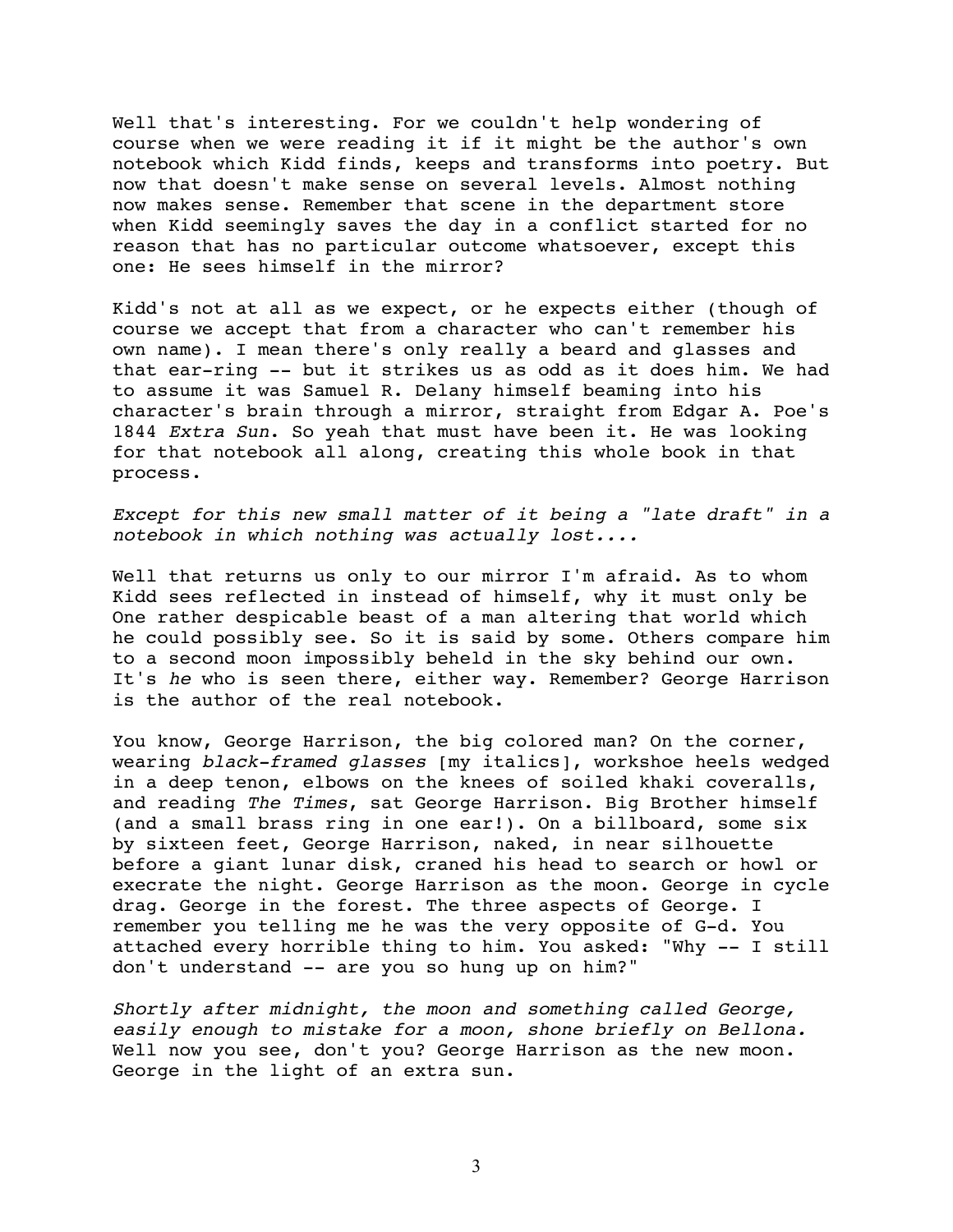Well that's interesting. For we couldn't help wondering of course when we were reading it if it might be the author's own notebook which Kidd finds, keeps and transforms into poetry. But now that doesn't make sense on several levels. Almost nothing now makes sense. Remember that scene in the department store when Kidd seemingly saves the day in a conflict started for no reason that has no particular outcome whatsoever, except this one: He sees himself in the mirror?

Kidd's not at all as we expect, or he expects either (though of course we accept that from a character who can't remember his own name). I mean there's only really a beard and glasses and that ear-ring -- but it strikes us as odd as it does him. We had to assume it was Samuel R. Delany himself beaming into his character's brain through a mirror, straight from Edgar A. Poe's 1844 *Extra Sun*. So yeah that must have been it. He was looking for that notebook all along, creating this whole book in that process.

*Except for this new small matter of it being a "late draft" in a notebook in which nothing was actually lost....*

Well that returns us only to our mirror I'm afraid. As to whom Kidd sees reflected in instead of himself, why it must only be One rather despicable beast of a man altering that world which he could possibly see. So it is said by some. Others compare him to a second moon impossibly beheld in the sky behind our own. It's *he* who is seen there, either way. Remember? George Harrison is the author of the real notebook.

You know, George Harrison, the big colored man? On the corner, wearing *black-framed glasses* [my italics], workshoe heels wedged in a deep tenon, elbows on the knees of soiled khaki coveralls, and reading *The Times*, sat George Harrison. Big Brother himself (and a small brass ring in one ear!). On a billboard, some six by sixteen feet, George Harrison, naked, in near silhouette before a giant lunar disk, craned his head to search or howl or execrate the night. George Harrison as the moon. George in cycle drag. George in the forest. The three aspects of George. I remember you telling me he was the very opposite of G-d. You attached every horrible thing to him. You asked: "Why -- I still don't understand -- are you so hung up on him?"

*Shortly after midnight, the moon and something called George, easily enough to mistake for a moon, shone briefly on Bellona.* Well now you see, don't you? George Harrison as the new moon. George in the light of an extra sun.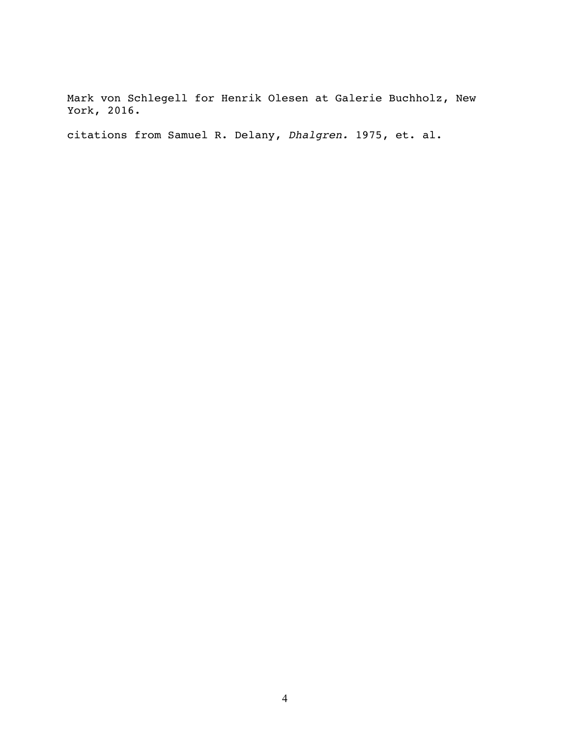Mark von Schlegell for Henrik Olesen at Galerie Buchholz, New York, 2016.

citations from Samuel R. Delany, *Dhalgren.* 1975, et. al.